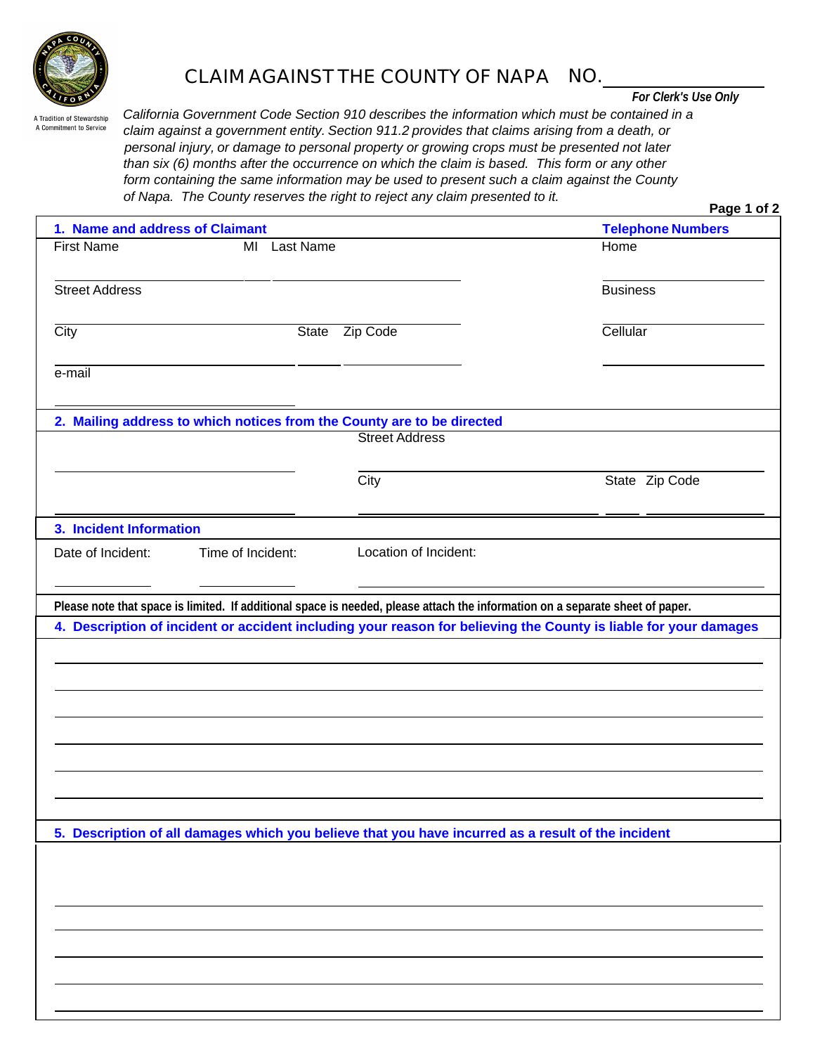A Tradition of Stewardship
A Commitment to Service

# CLAIM AGAINST THE COUNTY OF NAPA NO. ______________

*For Clerk's Use Only*

*California Government Code Section 910 describes the information which must be contained in a claim against a government entity. Section 911.2 provides that claims arising from a death, or personal injury, or damage to personal property or growing crops must be presented not later than six (6) months after the occurrence on which the claim is based. This form or any other form containing the same information may be used to present such a claim against the County of Napa. The County reserves the right to reject any claim presented to it.*

**1. Name and address of Claimant** | **Telephone Numbers**

First Name ______________ MI ____ Last Name ______________ | Home ______________

Street Address ______________ | Business ______________

City ______________ State ____ Zip Code ______________ | Cellular ______________

e-mail ______________

**2. Mailing address to which notices from the County are to be directed**

______________ | Street Address ______________

______________ | City ______________ State ____ Zip Code ______________

**3. Incident Information**

Date of Incident: ______________ Time of Incident: ______________ Location of Incident: ______________

**Please note that space is limited. If additional space is needed, please attach the information on a separate sheet of paper.**

**4. Description of incident or accident including your reason for believing the County is liable for your damages**

______________

**5. Description of all damages which you believe that you have incurred as a result of the incident**

______________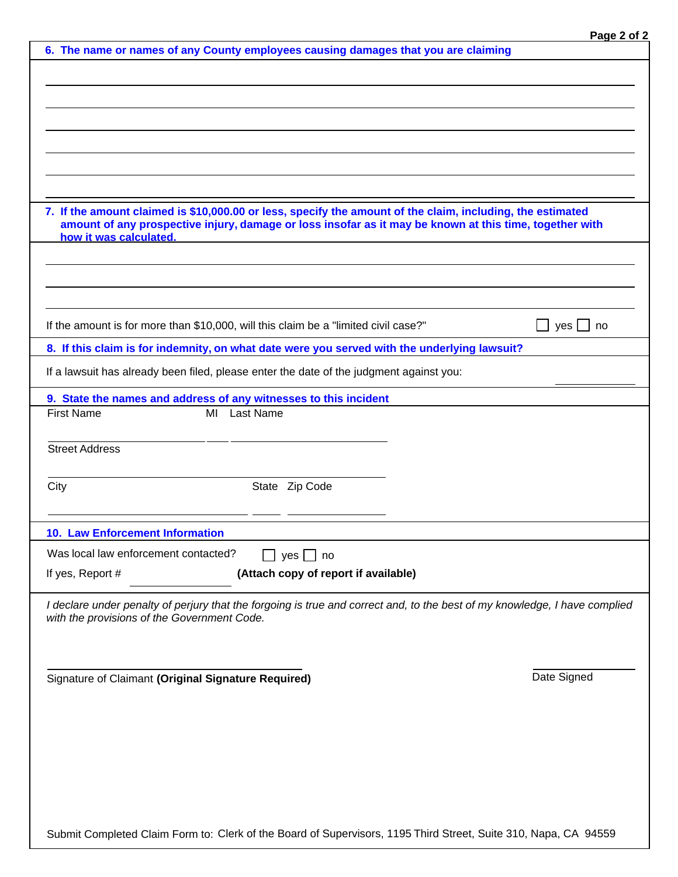**6. The name or names of any County employees causing damages that you are claiming**

**7. If the amount claimed is $10,000.00 or less, specify the amount of the claim, including, the estimated amount of any prospective injury, damage or loss insofar as it may be known at this time, together with how it was calculated.**

If the amount is for more than $10,000, will this claim be a "limited civil case?" ☐ yes ☐ no

**8. If this claim is for indemnity, on what date were you served with the underlying lawsuit?**

If a lawsuit has already been filed, please enter the date of the judgment against you:

**9. State the names and address of any witnesses to this incident**

First Name MI Last Name

Street Address

City State Zip Code

**10. Law Enforcement Information**

Was local law enforcement contacted? ☐ yes ☐ no

If yes, Report # **(Attach copy of report if available)**

*I declare under penalty of perjury that the forgoing is true and correct and, to the best of my knowledge, I have complied with the provisions of the Government Code.*

Signature of Claimant **(Original Signature Required)**

Date Signed

Submit Completed Claim Form to: Clerk of the Board of Supervisors, 1195 Third Street, Suite 310, Napa, CA 94559